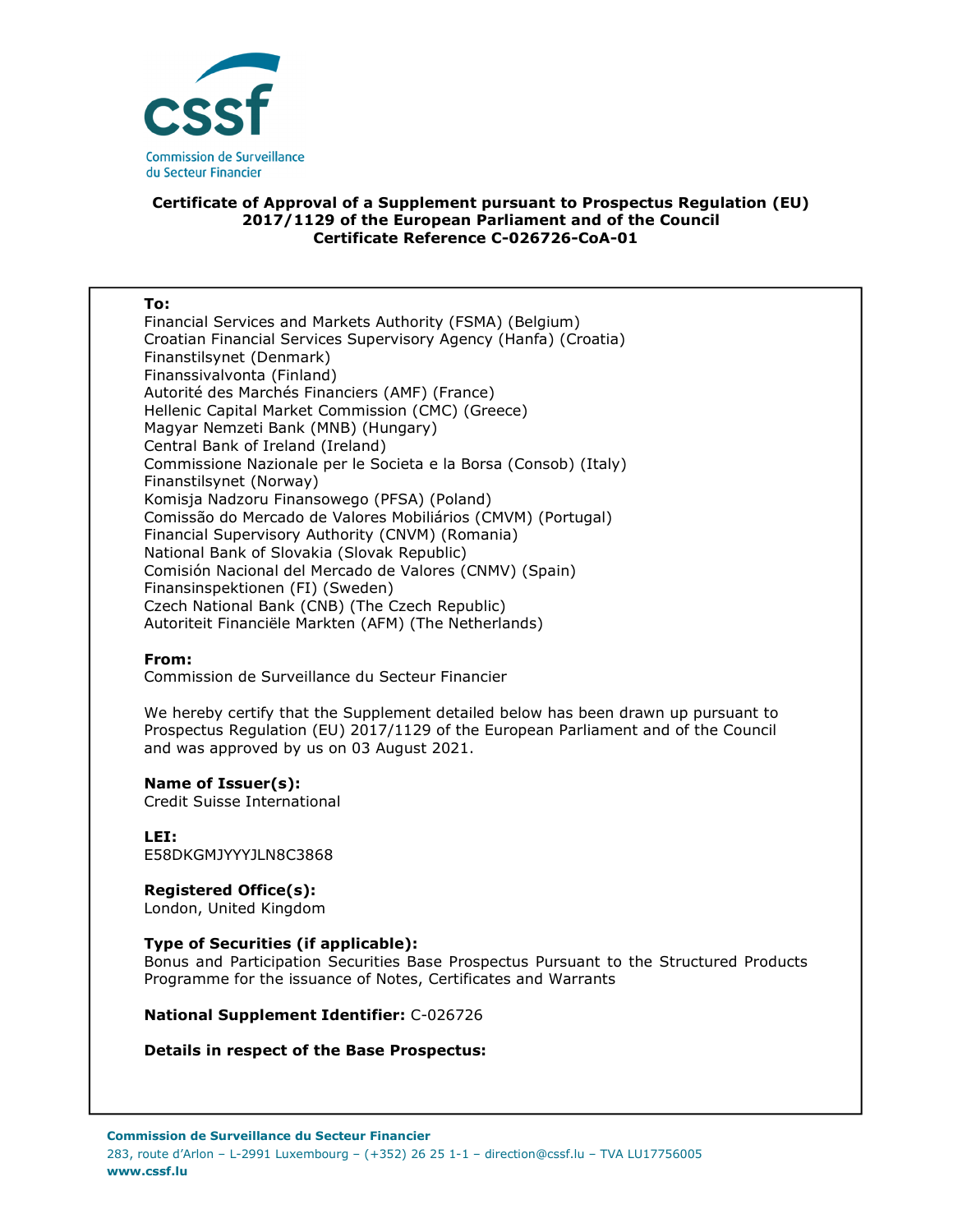**Certificate of Approval of a Supplement pursuant to Prospectus Regulation (EU) 2017/1129 of the European Parliament and of the Council**
**Certificate Reference C-026726-CoA-01**

**To:**
Financial Services and Markets Authority (FSMA) (Belgium)
Croatian Financial Services Supervisory Agency (Hanfa) (Croatia)
Finanstilsynet (Denmark)
Finanssivalvonta (Finland)
Autorité des Marchés Financiers (AMF) (France)
Hellenic Capital Market Commission (CMC) (Greece)
Magyar Nemzeti Bank (MNB) (Hungary)
Central Bank of Ireland (Ireland)
Commissione Nazionale per le Societa e la Borsa (Consob) (Italy)
Finanstilsynet (Norway)
Komisja Nadzoru Finansowego (PFSA) (Poland)
Comissão do Mercado de Valores Mobiliários (CMVM) (Portugal)
Financial Supervisory Authority (CNVM) (Romania)
National Bank of Slovakia (Slovak Republic)
Comisión Nacional del Mercado de Valores (CNMV) (Spain)
Finansinspektionen (FI) (Sweden)
Czech National Bank (CNB) (The Czech Republic)
Autoriteit Financiële Markten (AFM) (The Netherlands)

**From:**
Commission de Surveillance du Secteur Financier

We hereby certify that the Supplement detailed below has been drawn up pursuant to Prospectus Regulation (EU) 2017/1129 of the European Parliament and of the Council and was approved by us on 03 August 2021.

**Name of Issuer(s):**
Credit Suisse International

**LEI:**
E58DKGMJYYYJLN8C3868

**Registered Office(s):**
London, United Kingdom

**Type of Securities (if applicable):**
Bonus and Participation Securities Base Prospectus Pursuant to the Structured Products Programme for the issuance of Notes, Certificates and Warrants

**National Supplement Identifier:** C-026726

**Details in respect of the Base Prospectus:**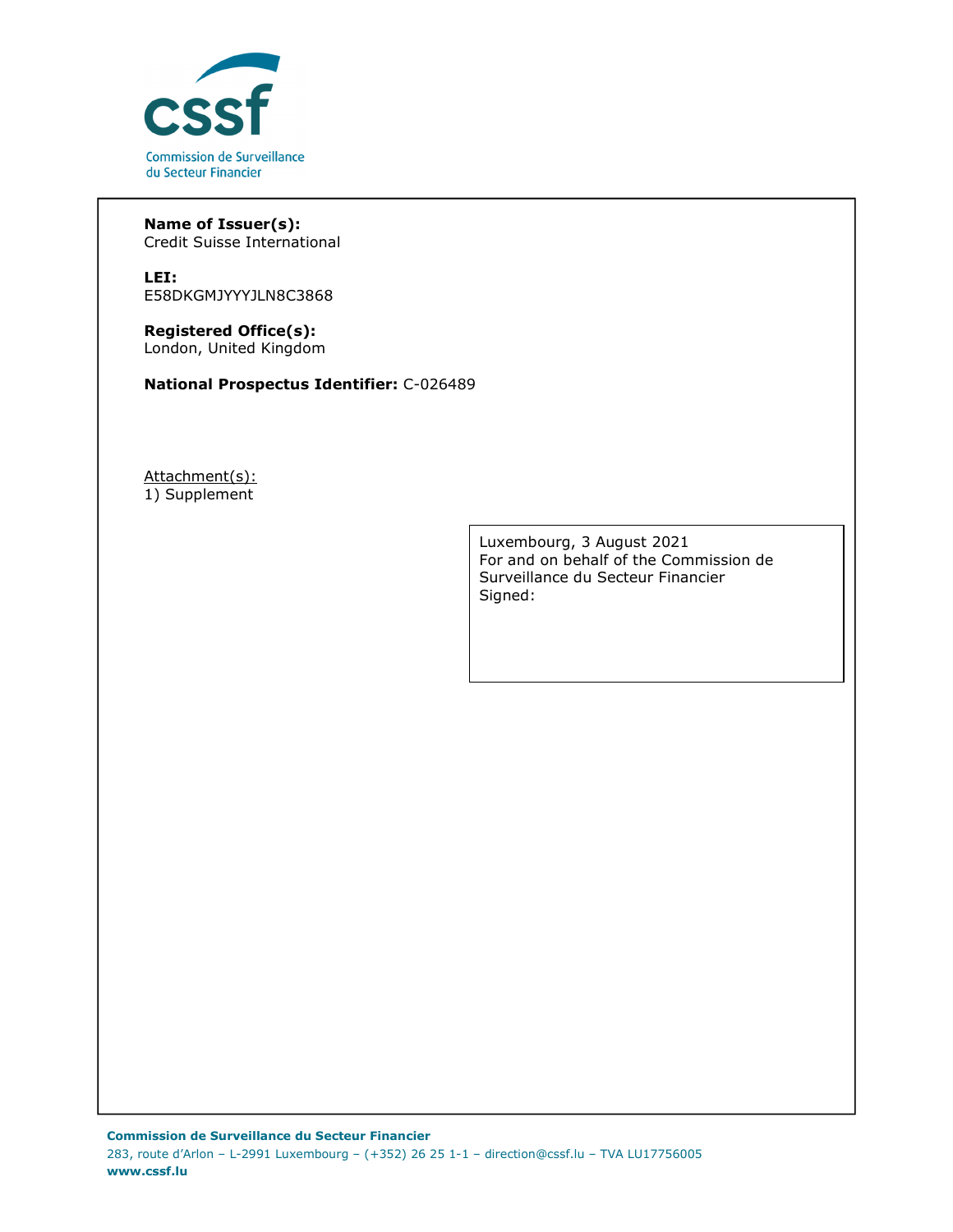**Name of Issuer(s):**
Credit Suisse International

**LEI:**
E58DKGMJYYYJLN8C3868

**Registered Office(s):**
London, United Kingdom

**National Prospectus Identifier:** C-026489

Attachment(s):
1) Supplement

Luxembourg, 3 August 2021
For and on behalf of the Commission de Surveillance du Secteur Financier
Signed:

**Commission de Surveillance du Secteur Financier**
283, route d'Arlon – L-2991 Luxembourg – (+352) 26 25 1-1 – direction@cssf.lu – TVA LU17756005
**www.cssf.lu**